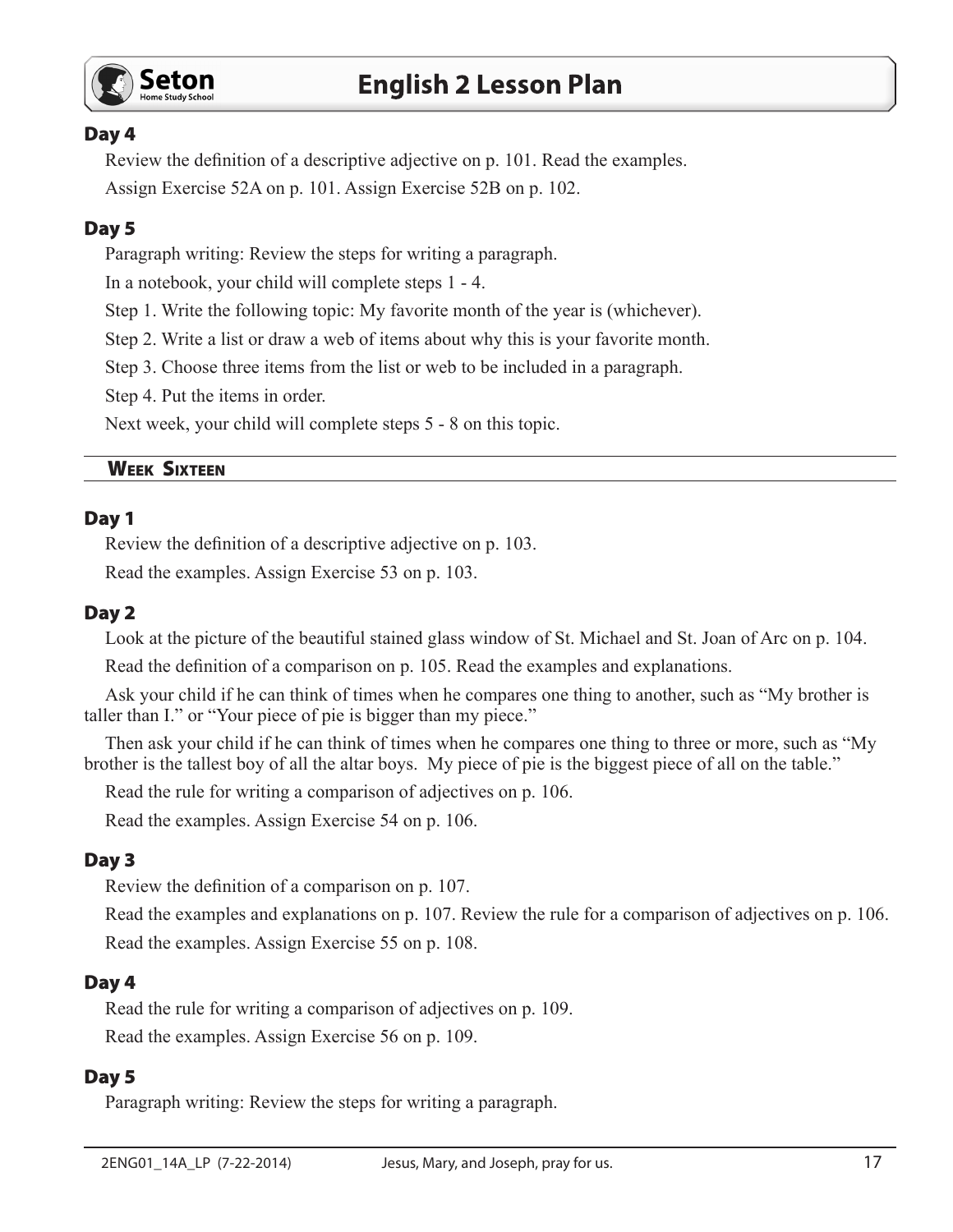# English 2 Lesson Plan

### Day 4

Review the definition of a descriptive adjective on p. 101. Read the examples.

Assign Exercise 52A on p. 101. Assign Exercise 52B on p. 102.

### Day 5

Paragraph writing: Review the steps for writing a paragraph.

In a notebook, your child will complete steps 1 - 4.

Step 1. Write the following topic: My favorite month of the year is (whichever).

Step 2. Write a list or draw a web of items about why this is your favorite month.

Step 3. Choose three items from the list or web to be included in a paragraph.

Step 4. Put the items in order.

Next week, your child will complete steps 5 - 8 on this topic.

## Week Sixteen

### Day 1

Review the definition of a descriptive adjective on p. 103.

Read the examples. Assign Exercise 53 on p. 103.

### Day 2

Look at the picture of the beautiful stained glass window of St. Michael and St. Joan of Arc on p. 104.

Read the definition of a comparison on p. 105. Read the examples and explanations.

Ask your child if he can think of times when he compares one thing to another, such as “My brother is taller than I.” or “Your piece of pie is bigger than my piece.”

Then ask your child if he can think of times when he compares one thing to three or more, such as “My brother is the tallest boy of all the altar boys. My piece of pie is the biggest piece of all on the table.”

Read the rule for writing a comparison of adjectives on p. 106.

Read the examples. Assign Exercise 54 on p. 106.

### Day 3

Review the definition of a comparison on p. 107.

Read the examples and explanations on p. 107. Review the rule for a comparison of adjectives on p. 106.

Read the examples. Assign Exercise 55 on p. 108.

### Day 4

Read the rule for writing a comparison of adjectives on p. 109.

Read the examples. Assign Exercise 56 on p. 109.

### Day 5

Paragraph writing: Review the steps for writing a paragraph.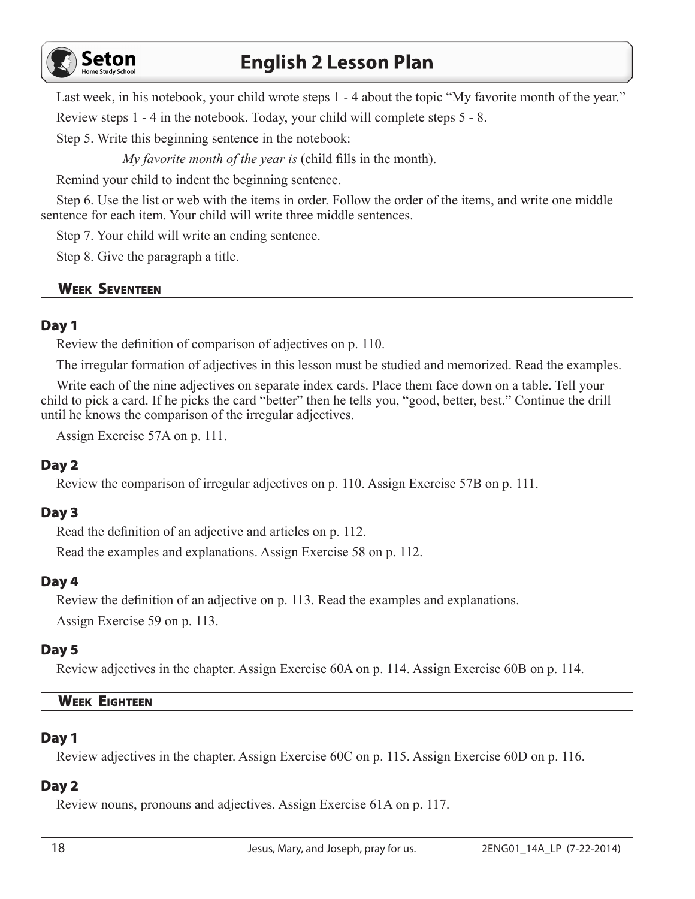Last week, in his notebook, your child wrote steps 1 - 4 about the topic "My favorite month of the year."

Review steps 1 - 4 in the notebook. Today, your child will complete steps 5 - 8.

Step 5. Write this beginning sentence in the notebook:

*My favorite month of the year is* (child fills in the month).

Remind your child to indent the beginning sentence.

Step 6. Use the list or web with the items in order. Follow the order of the items, and write one middle sentence for each item. Your child will write three middle sentences.

Step 7. Your child will write an ending sentence.

Step 8. Give the paragraph a title.

## Week Seventeen

### Day 1

Review the definition of comparison of adjectives on p. 110.

The irregular formation of adjectives in this lesson must be studied and memorized. Read the examples.

Write each of the nine adjectives on separate index cards. Place them face down on a table. Tell your child to pick a card. If he picks the card "better" then he tells you, "good, better, best." Continue the drill until he knows the comparison of the irregular adjectives.

Assign Exercise 57A on p. 111.

### Day 2

Review the comparison of irregular adjectives on p. 110. Assign Exercise 57B on p. 111.

### Day 3

Read the definition of an adjective and articles on p. 112.

Read the examples and explanations. Assign Exercise 58 on p. 112.

### Day 4

Review the definition of an adjective on p. 113. Read the examples and explanations.

Assign Exercise 59 on p. 113.

### Day 5

Review adjectives in the chapter. Assign Exercise 60A on p. 114. Assign Exercise 60B on p. 114.

## Week Eighteen

### Day 1

Review adjectives in the chapter. Assign Exercise 60C on p. 115. Assign Exercise 60D on p. 116.

### Day 2

Review nouns, pronouns and adjectives. Assign Exercise 61A on p. 117.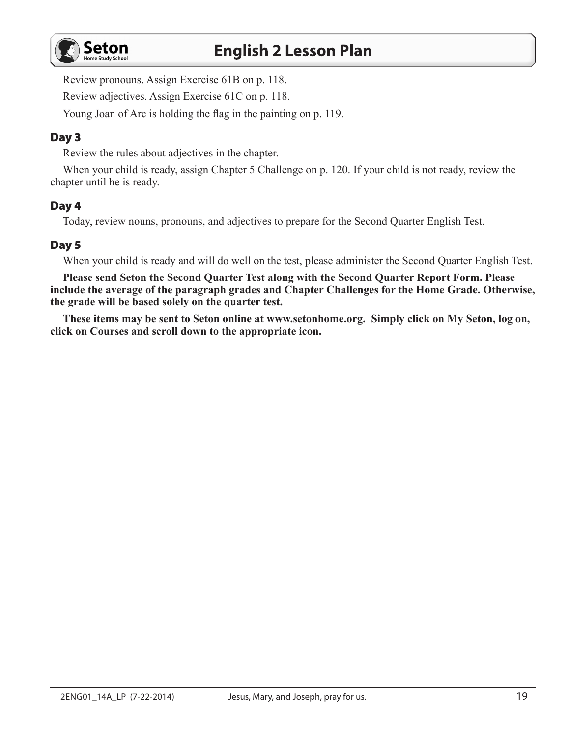Review pronouns. Assign Exercise 61B on p. 118.

Review adjectives. Assign Exercise 61C on p. 118.

Young Joan of Arc is holding the flag in the painting on p. 119.

### Day 3

Review the rules about adjectives in the chapter.

When your child is ready, assign Chapter 5 Challenge on p. 120. If your child is not ready, review the chapter until he is ready.

### Day 4

Today, review nouns, pronouns, and adjectives to prepare for the Second Quarter English Test.

### Day 5

When your child is ready and will do well on the test, please administer the Second Quarter English Test.

**Please send Seton the Second Quarter Test along with the Second Quarter Report Form. Please include the average of the paragraph grades and Chapter Challenges for the Home Grade. Otherwise, the grade will be based solely on the quarter test.**

**These items may be sent to Seton online at www.setonhome.org. Simply click on My Seton, log on, click on Courses and scroll down to the appropriate icon.**